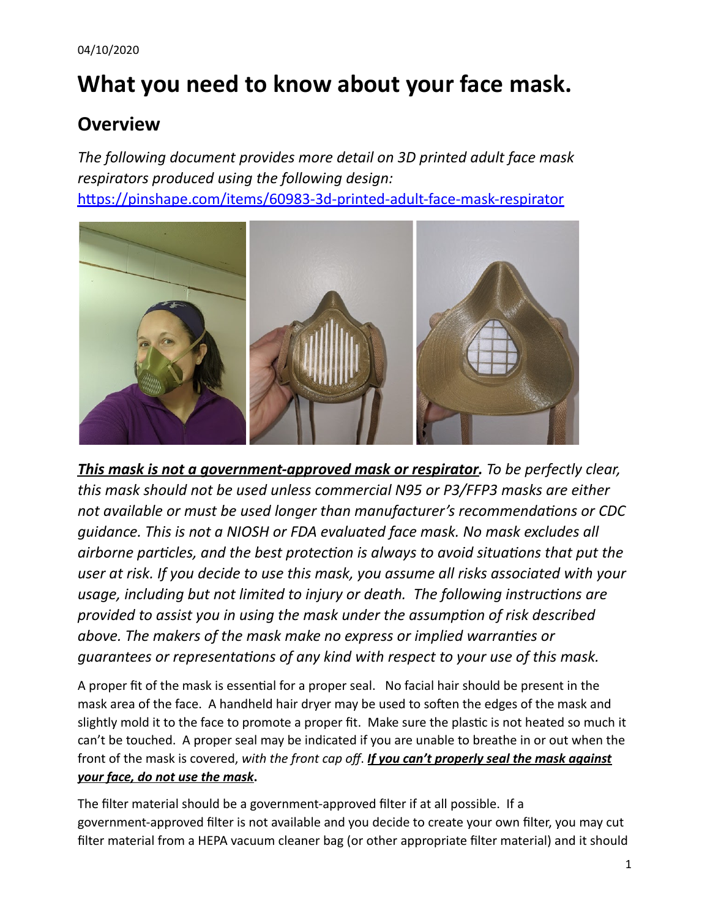04/10/2020

# What you need to know about your face mask.

## Overview

*The following document provides more detail on 3D printed adult face mask respirators produced using the following design:* [https://pinshape.com/items/60983-3d-printed-adult-face-mask-respirator](https://pinshape.com/items/60983-3d-printed-adult-face-mask-respirator)

***<u>This mask is not a government-approved mask or respirator</u>.*** *To be perfectly clear, this mask should not be used unless commercial N95 or P3/FFP3 masks are either not available or must be used longer than manufacturer's recommendations or CDC guidance. This is not a NIOSH or FDA evaluated face mask. No mask excludes all airborne particles, and the best protection is always to avoid situations that put the user at risk. If you decide to use this mask, you assume all risks associated with your usage, including but not limited to injury or death. The following instructions are provided to assist you in using the mask under the assumption of risk described above. The makers of the mask make no express or implied warranties or guarantees or representations of any kind with respect to your use of this mask.*

A proper fit of the mask is essential for a proper seal. No facial hair should be present in the mask area of the face. A handheld hair dryer may be used to soften the edges of the mask and slightly mold it to the face to promote a proper fit. Make sure the plastic is not heated so much it can't be touched. A proper seal may be indicated if you are unable to breathe in or out when the front of the mask is covered, *with the front cap off*. ***<u>If you can't properly seal the mask against your face, do not use the mask</u>*.**

The filter material should be a government-approved filter if at all possible. If a government-approved filter is not available and you decide to create your own filter, you may cut filter material from a HEPA vacuum cleaner bag (or other appropriate filter material) and it should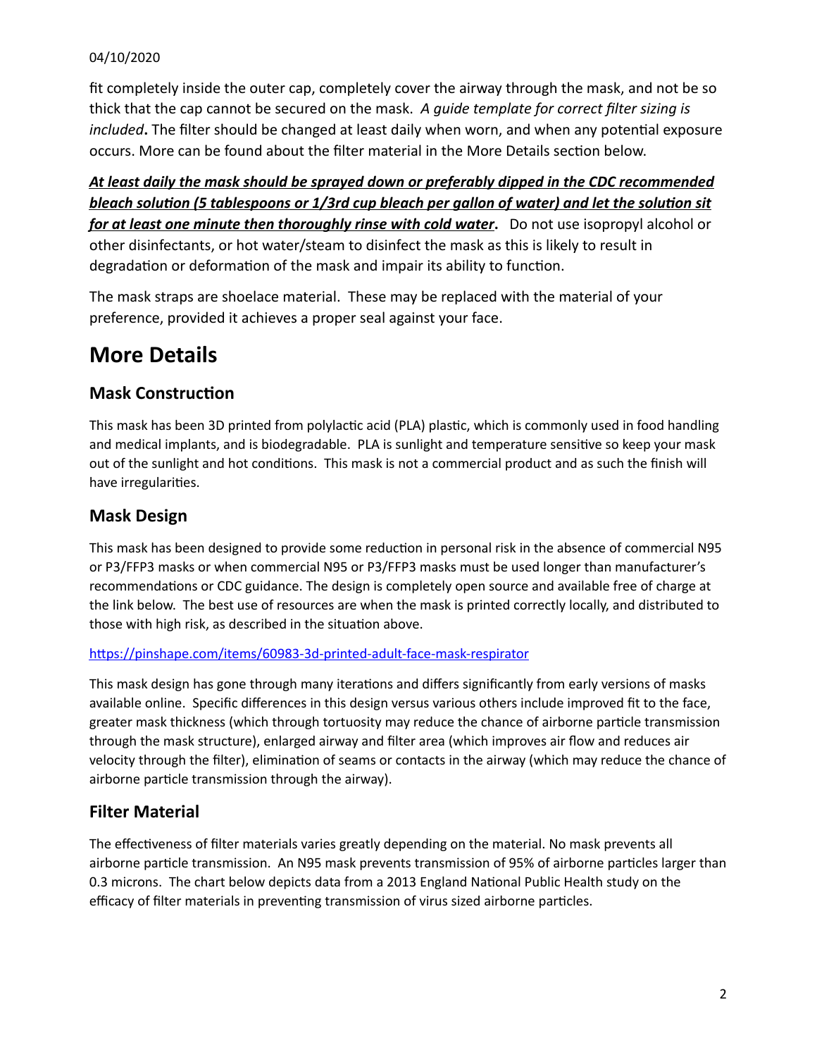fit completely inside the outer cap, completely cover the airway through the mask, and not be so thick that the cap cannot be secured on the mask. *A guide template for correct filter sizing is included*. The filter should be changed at least daily when worn, and when any potential exposure occurs. More can be found about the filter material in the More Details section below.

***<u>At least daily the mask should be sprayed down or preferably dipped in the CDC recommended bleach solution (5 tablespoons or 1/3rd cup bleach per gallon of water) and let the solution sit for at least one minute then thoroughly rinse with cold water</u>*.** Do not use isopropyl alcohol or other disinfectants, or hot water/steam to disinfect the mask as this is likely to result in degradation or deformation of the mask and impair its ability to function.

The mask straps are shoelace material. These may be replaced with the material of your preference, provided it achieves a proper seal against your face.

# More Details

## Mask Construction

This mask has been 3D printed from polylactic acid (PLA) plastic, which is commonly used in food handling and medical implants, and is biodegradable. PLA is sunlight and temperature sensitive so keep your mask out of the sunlight and hot conditions. This mask is not a commercial product and as such the finish will have irregularities.

## Mask Design

This mask has been designed to provide some reduction in personal risk in the absence of commercial N95 or P3/FFP3 masks or when commercial N95 or P3/FFP3 masks must be used longer than manufacturer's recommendations or CDC guidance. The design is completely open source and available free of charge at the link below. The best use of resources are when the mask is printed correctly locally, and distributed to those with high risk, as described in the situation above.

https://pinshape.com/items/60983-3d-printed-adult-face-mask-respirator

This mask design has gone through many iterations and differs significantly from early versions of masks available online. Specific differences in this design versus various others include improved fit to the face, greater mask thickness (which through tortuosity may reduce the chance of airborne particle transmission through the mask structure), enlarged airway and filter area (which improves air flow and reduces air velocity through the filter), elimination of seams or contacts in the airway (which may reduce the chance of airborne particle transmission through the airway).

## Filter Material

The effectiveness of filter materials varies greatly depending on the material. No mask prevents all airborne particle transmission. An N95 mask prevents transmission of 95% of airborne particles larger than 0.3 microns. The chart below depicts data from a 2013 England National Public Health study on the efficacy of filter materials in preventing transmission of virus sized airborne particles.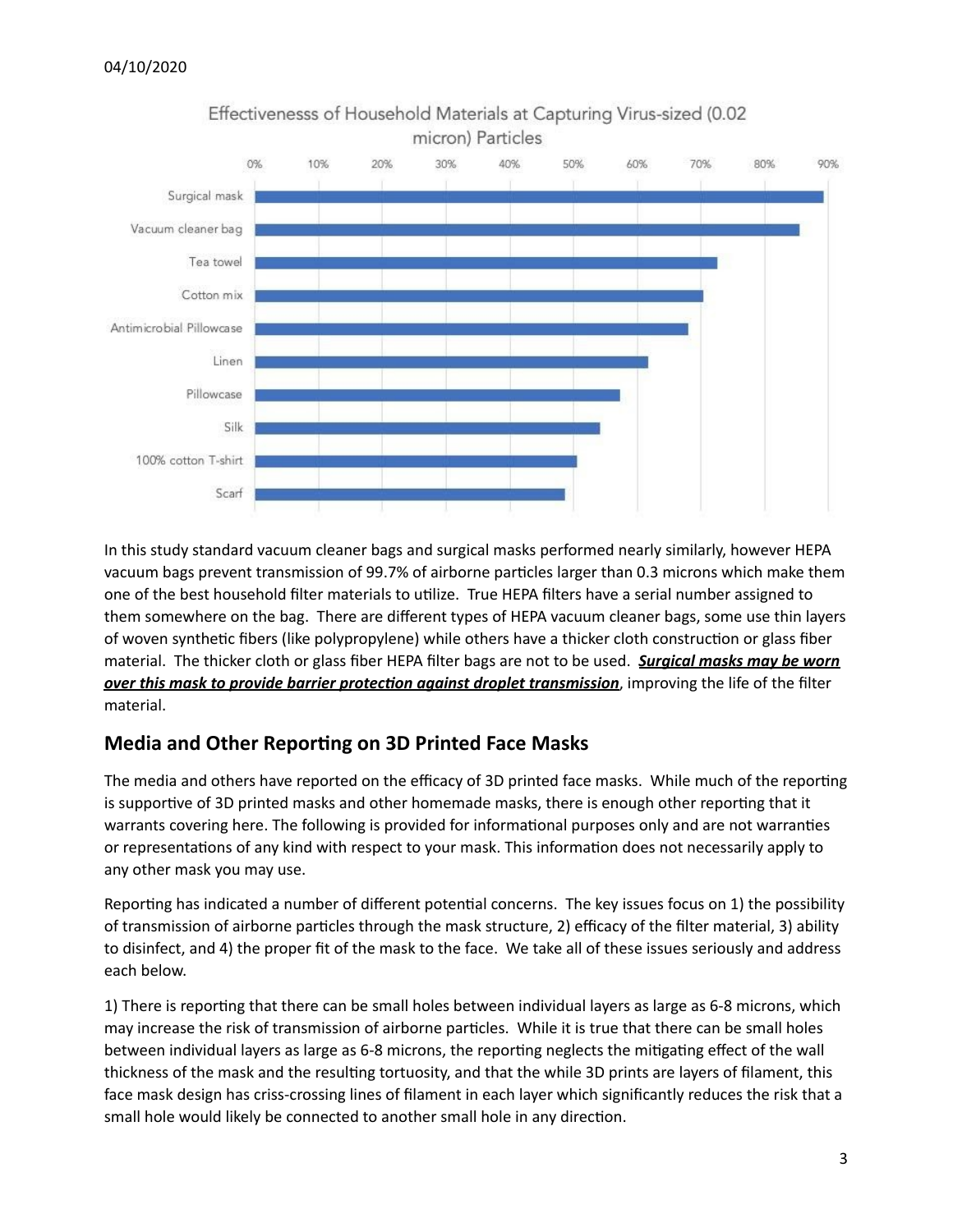Effectivenesss of Household Materials at Capturing Virus-sized (0.02 micron) Particles

In this study standard vacuum cleaner bags and surgical masks performed nearly similarly, however HEPA vacuum bags prevent transmission of 99.7% of airborne particles larger than 0.3 microns which make them one of the best household filter materials to utilize. True HEPA filters have a serial number assigned to them somewhere on the bag. There are different types of HEPA vacuum cleaner bags, some use thin layers of woven synthetic fibers (like polypropylene) while others have a thicker cloth construction or glass fiber material. The thicker cloth or glass fiber HEPA filter bags are not to be used. ***Surgical masks may be worn over this mask to provide barrier protection against droplet transmission***, improving the life of the filter material.

## Media and Other Reporting on 3D Printed Face Masks

The media and others have reported on the efficacy of 3D printed face masks. While much of the reporting is supportive of 3D printed masks and other homemade masks, there is enough other reporting that it warrants covering here. The following is provided for informational purposes only and are not warranties or representations of any kind with respect to your mask. This information does not necessarily apply to any other mask you may use.

Reporting has indicated a number of different potential concerns. The key issues focus on 1) the possibility of transmission of airborne particles through the mask structure, 2) efficacy of the filter material, 3) ability to disinfect, and 4) the proper fit of the mask to the face. We take all of these issues seriously and address each below.

1) There is reporting that there can be small holes between individual layers as large as 6-8 microns, which may increase the risk of transmission of airborne particles. While it is true that there can be small holes between individual layers as large as 6-8 microns, the reporting neglects the mitigating effect of the wall thickness of the mask and the resulting tortuosity, and that the while 3D prints are layers of filament, this face mask design has criss-crossing lines of filament in each layer which significantly reduces the risk that a small hole would likely be connected to another small hole in any direction.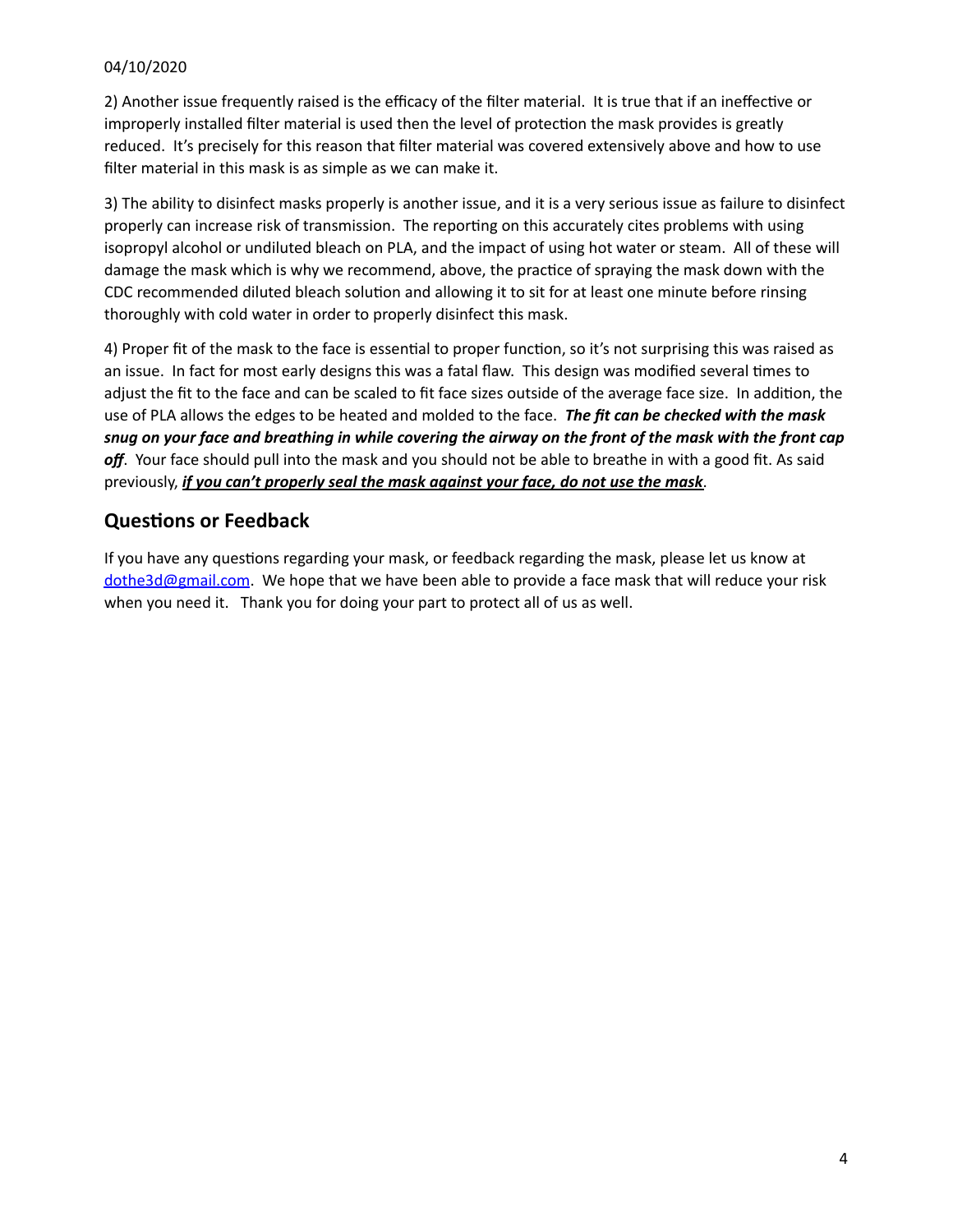2) Another issue frequently raised is the efficacy of the filter material. It is true that if an ineffective or improperly installed filter material is used then the level of protection the mask provides is greatly reduced. It's precisely for this reason that filter material was covered extensively above and how to use filter material in this mask is as simple as we can make it.

3) The ability to disinfect masks properly is another issue, and it is a very serious issue as failure to disinfect properly can increase risk of transmission. The reporting on this accurately cites problems with using isopropyl alcohol or undiluted bleach on PLA, and the impact of using hot water or steam. All of these will damage the mask which is why we recommend, above, the practice of spraying the mask down with the CDC recommended diluted bleach solution and allowing it to sit for at least one minute before rinsing thoroughly with cold water in order to properly disinfect this mask.

4) Proper fit of the mask to the face is essential to proper function, so it's not surprising this was raised as an issue. In fact for most early designs this was a fatal flaw. This design was modified several times to adjust the fit to the face and can be scaled to fit face sizes outside of the average face size. In addition, the use of PLA allows the edges to be heated and molded to the face. ***The fit can be checked with the mask snug on your face and breathing in while covering the airway on the front of the mask with the front cap off***. Your face should pull into the mask and you should not be able to breathe in with a good fit. As said previously, ***<u>if you can't properly seal the mask against your face, do not use the mask</u>***.

## Questions or Feedback

If you have any questions regarding your mask, or feedback regarding the mask, please let us know at dothe3d@gmail.com. We hope that we have been able to provide a face mask that will reduce your risk when you need it. Thank you for doing your part to protect all of us as well.